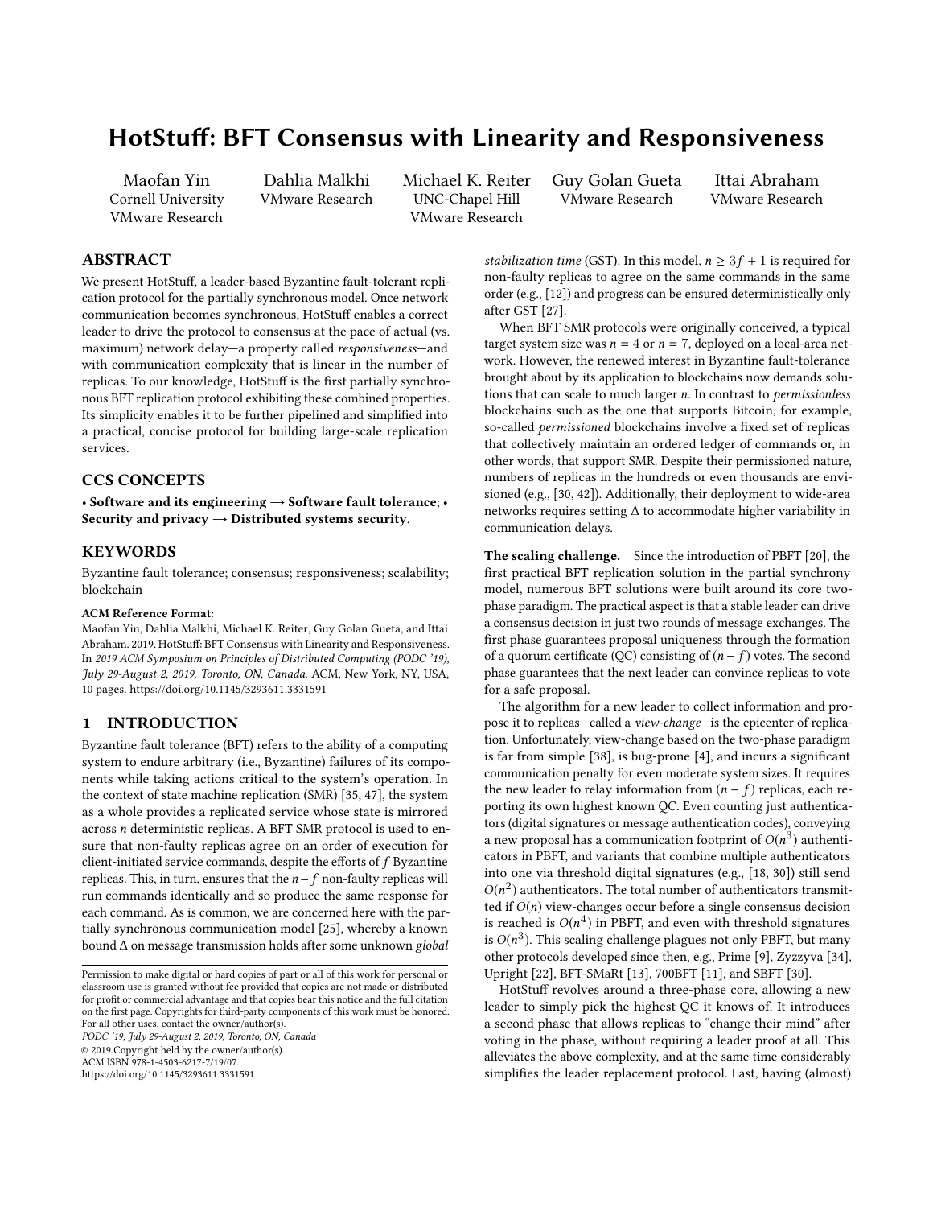# HotStuff: BFT Consensus with Linearity and Responsiveness

Maofan Yin
Cornell University
VMware Research

Dahlia Malkhi
VMware Research

Michael K. Reiter
UNC-Chapel Hill
VMware Research

Guy Golan Gueta
VMware Research

Ittai Abraham
VMware Research

## ABSTRACT

We present HotStuff, a leader-based Byzantine fault-tolerant replication protocol for the partially synchronous model. Once network communication becomes synchronous, HotStuff enables a correct leader to drive the protocol to consensus at the pace of actual (vs. maximum) network delay—a property called *responsiveness*—and with communication complexity that is linear in the number of replicas. To our knowledge, HotStuff is the first partially synchronous BFT replication protocol exhibiting these combined properties. Its simplicity enables it to be further pipelined and simplified into a practical, concise protocol for building large-scale replication services.

## CCS CONCEPTS

**• Software and its engineering → Software fault tolerance**; **• Security and privacy → Distributed systems security**.

## KEYWORDS

Byzantine fault tolerance; consensus; responsiveness; scalability; blockchain

**ACM Reference Format:**
Maofan Yin, Dahlia Malkhi, Michael K. Reiter, Guy Golan Gueta, and Ittai Abraham. 2019. HotStuff: BFT Consensus with Linearity and Responsiveness. In *2019 ACM Symposium on Principles of Distributed Computing (PODC '19), July 29-August 2, 2019, Toronto, ON, Canada.* ACM, New York, NY, USA, 10 pages. https://doi.org/10.1145/3293611.3331591

## 1 INTRODUCTION

Byzantine fault tolerance (BFT) refers to the ability of a computing system to endure arbitrary (i.e., Byzantine) failures of its components while taking actions critical to the system's operation. In the context of state machine replication (SMR) [35, 47], the system as a whole provides a replicated service whose state is mirrored across $n$ deterministic replicas. A BFT SMR protocol is used to ensure that non-faulty replicas agree on an order of execution for client-initiated service commands, despite the efforts of $f$ Byzantine replicas. This, in turn, ensures that the $n-f$ non-faulty replicas will run commands identically and so produce the same response for each command. As is common, we are concerned here with the partially synchronous communication model [25], whereby a known bound $\Delta$ on message transmission holds after some unknown *global stabilization time* (GST). In this model, $n \geq 3f + 1$ is required for non-faulty replicas to agree on the same commands in the same order (e.g., [12]) and progress can be ensured deterministically only after GST [27].

When BFT SMR protocols were originally conceived, a typical target system size was $n = 4$ or $n = 7$, deployed on a local-area network. However, the renewed interest in Byzantine fault-tolerance brought about by its application to blockchains now demands solutions that can scale to much larger $n$. In contrast to *permissionless* blockchains such as the one that supports Bitcoin, for example, so-called *permissioned* blockchains involve a fixed set of replicas that collectively maintain an ordered ledger of commands or, in other words, that support SMR. Despite their permissioned nature, numbers of replicas in the hundreds or even thousands are envisioned (e.g., [30, 42]). Additionally, their deployment to wide-area networks requires setting $\Delta$ to accommodate higher variability in communication delays.

**The scaling challenge.** Since the introduction of PBFT [20], the first practical BFT replication solution in the partial synchrony model, numerous BFT solutions were built around its core two-phase paradigm. The practical aspect is that a stable leader can drive a consensus decision in just two rounds of message exchanges. The first phase guarantees proposal uniqueness through the formation of a quorum certificate (QC) consisting of $(n - f)$ votes. The second phase guarantees that the next leader can convince replicas to vote for a safe proposal.

The algorithm for a new leader to collect information and propose it to replicas—called a *view-change*—is the epicenter of replication. Unfortunately, view-change based on the two-phase paradigm is far from simple [38], is bug-prone [4], and incurs a significant communication penalty for even moderate system sizes. It requires the new leader to relay information from $(n - f)$ replicas, each reporting its own highest known QC. Even counting just authenticators (digital signatures or message authentication codes), conveying a new proposal has a communication footprint of $O(n^3)$ authenticators in PBFT, and variants that combine multiple authenticators into one via threshold digital signatures (e.g., [18, 30]) still send $O(n^2)$ authenticators. The total number of authenticators transmitted if $O(n)$ view-changes occur before a single consensus decision is reached is $O(n^4)$ in PBFT, and even with threshold signatures is $O(n^3)$. This scaling challenge plagues not only PBFT, but many other protocols developed since then, e.g., Prime [9], Zyzzyva [34], Upright [22], BFT-SMaRt [13], 700BFT [11], and SBFT [30].

HotStuff revolves around a three-phase core, allowing a new leader to simply pick the highest QC it knows of. It introduces a second phase that allows replicas to "change their mind" after voting in the phase, without requiring a leader proof at all. This alleviates the above complexity, and at the same time considerably simplifies the leader replacement protocol. Last, having (almost)

Permission to make digital or hard copies of part or all of this work for personal or classroom use is granted without fee provided that copies are not made or distributed for profit or commercial advantage and that copies bear this notice and the full citation on the first page. Copyrights for third-party components of this work must be honored. For all other uses, contact the owner/author(s).
*PODC '19, July 29-August 2, 2019, Toronto, ON, Canada*
© 2019 Copyright held by the owner/author(s).
ACM ISBN 978-1-4503-6217-7/19/07.
https://doi.org/10.1145/3293611.3331591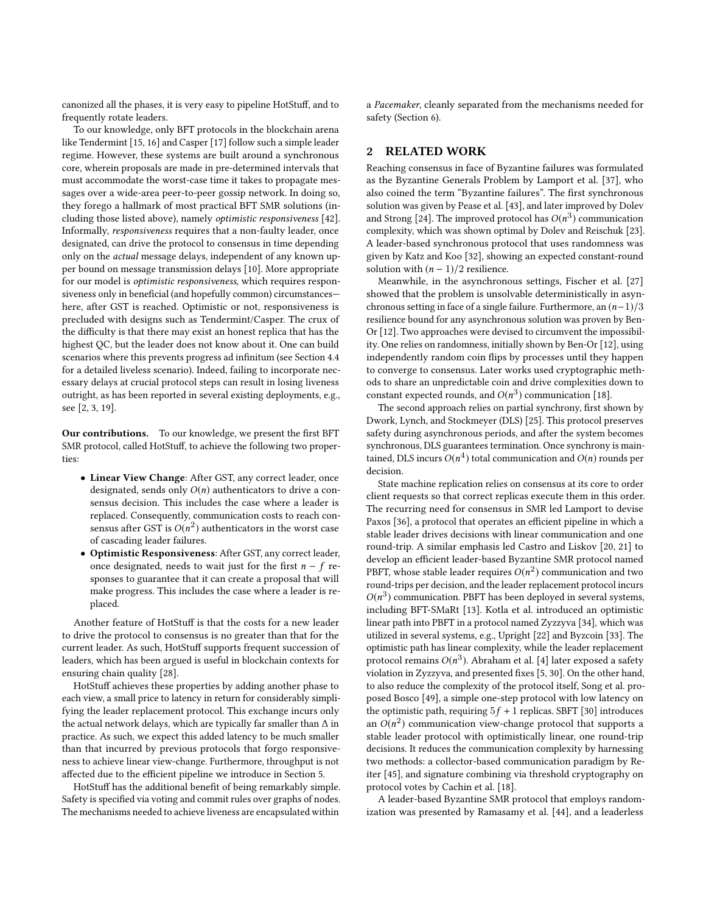canonized all the phases, it is very easy to pipeline HotStuff, and to frequently rotate leaders.

To our knowledge, only BFT protocols in the blockchain arena like Tendermint [15, 16] and Casper [17] follow such a simple leader regime. However, these systems are built around a synchronous core, wherein proposals are made in pre-determined intervals that must accommodate the worst-case time it takes to propagate messages over a wide-area peer-to-peer gossip network. In doing so, they forego a hallmark of most practical BFT SMR solutions (including those listed above), namely *optimistic responsiveness* [42]. Informally, *responsiveness* requires that a non-faulty leader, once designated, can drive the protocol to consensus in time depending only on the *actual* message delays, independent of any known upper bound on message transmission delays [10]. More appropriate for our model is *optimistic responsiveness*, which requires responsiveness only in beneficial (and hopefully common) circumstances—here, after GST is reached. Optimistic or not, responsiveness is precluded with designs such as Tendermint/Casper. The crux of the difficulty is that there may exist an honest replica that has the highest QC, but the leader does not know about it. One can build scenarios where this prevents progress ad infinitum (see Section 4.4 for a detailed liveless scenario). Indeed, failing to incorporate necessary delays at crucial protocol steps can result in losing liveness outright, as has been reported in several existing deployments, e.g., see [2, 3, 19].

**Our contributions.** To our knowledge, we present the first BFT SMR protocol, called HotStuff, to achieve the following two properties:

- **Linear View Change**: After GST, any correct leader, once designated, sends only $O(n)$ authenticators to drive a consensus decision. This includes the case where a leader is replaced. Consequently, communication costs to reach consensus after GST is $O(n^2)$ authenticators in the worst case of cascading leader failures.
- **Optimistic Responsiveness**: After GST, any correct leader, once designated, needs to wait just for the first $n - f$ responses to guarantee that it can create a proposal that will make progress. This includes the case where a leader is replaced.

Another feature of HotStuff is that the costs for a new leader to drive the protocol to consensus is no greater than that for the current leader. As such, HotStuff supports frequent succession of leaders, which has been argued is useful in blockchain contexts for ensuring chain quality [28].

HotStuff achieves these properties by adding another phase to each view, a small price to latency in return for considerably simplifying the leader replacement protocol. This exchange incurs only the actual network delays, which are typically far smaller than $\Delta$ in practice. As such, we expect this added latency to be much smaller than that incurred by previous protocols that forgo responsiveness to achieve linear view-change. Furthermore, throughput is not affected due to the efficient pipeline we introduce in Section 5.

HotStuff has the additional benefit of being remarkably simple. Safety is specified via voting and commit rules over graphs of nodes. The mechanisms needed to achieve liveness are encapsulated within a *Pacemaker*, cleanly separated from the mechanisms needed for safety (Section 6).

## 2 RELATED WORK

Reaching consensus in face of Byzantine failures was formulated as the Byzantine Generals Problem by Lamport et al. [37], who also coined the term "Byzantine failures". The first synchronous solution was given by Pease et al. [43], and later improved by Dolev and Strong [24]. The improved protocol has $O(n^3)$ communication complexity, which was shown optimal by Dolev and Reischuk [23]. A leader-based synchronous protocol that uses randomness was given by Katz and Koo [32], showing an expected constant-round solution with $(n-1)/2$ resilience.

Meanwhile, in the asynchronous settings, Fischer et al. [27] showed that the problem is unsolvable deterministically in asynchronous setting in face of a single failure. Furthermore, an $(n-1)/3$ resilience bound for any asynchronous solution was proven by Ben-Or [12]. Two approaches were devised to circumvent the impossibility. One relies on randomness, initially shown by Ben-Or [12], using independently random coin flips by processes until they happen to converge to consensus. Later works used cryptographic methods to share an unpredictable coin and drive complexities down to constant expected rounds, and $O(n^3)$ communication [18].

The second approach relies on partial synchrony, first shown by Dwork, Lynch, and Stockmeyer (DLS) [25]. This protocol preserves safety during asynchronous periods, and after the system becomes synchronous, DLS guarantees termination. Once synchrony is maintained, DLS incurs $O(n^4)$ total communication and $O(n)$ rounds per decision.

State machine replication relies on consensus at its core to order client requests so that correct replicas execute them in this order. The recurring need for consensus in SMR led Lamport to devise Paxos [36], a protocol that operates an efficient pipeline in which a stable leader drives decisions with linear communication and one round-trip. A similar emphasis led Castro and Liskov [20, 21] to develop an efficient leader-based Byzantine SMR protocol named PBFT, whose stable leader requires $O(n^2)$ communication and two round-trips per decision, and the leader replacement protocol incurs $O(n^3)$ communication. PBFT has been deployed in several systems, including BFT-SMaRt [13]. Kotla et al. introduced an optimistic linear path into PBFT in a protocol named Zyzzyva [34], which was utilized in several systems, e.g., Upright [22] and Byzcoin [33]. The optimistic path has linear complexity, while the leader replacement protocol remains $O(n^3)$. Abraham et al. [4] later exposed a safety violation in Zyzzyva, and presented fixes [5, 30]. On the other hand, to also reduce the complexity of the protocol itself, Song et al. proposed Bosco [49], a simple one-step protocol with low latency on the optimistic path, requiring $5f + 1$ replicas. SBFT [30] introduces an $O(n^2)$ communication view-change protocol that supports a stable leader protocol with optimistically linear, one round-trip decisions. It reduces the communication complexity by harnessing two methods: a collector-based communication paradigm by Reiter [45], and signature combining via threshold cryptography on protocol votes by Cachin et al. [18].

A leader-based Byzantine SMR protocol that employs randomization was presented by Ramasamy et al. [44], and a leaderless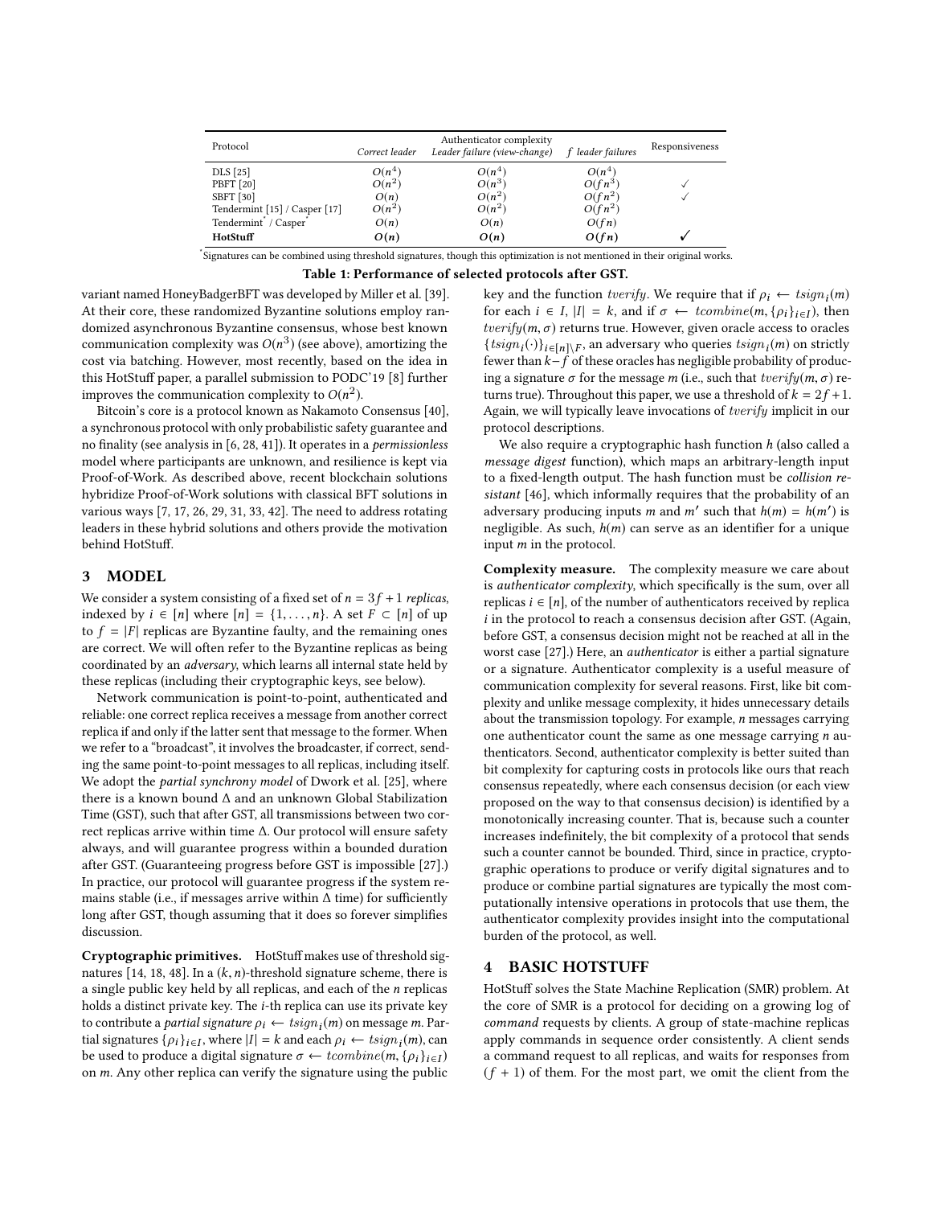| Protocol | Authenticator complexity | | | Responsiveness |
|---|---|---|---|---|
| | *Correct leader* | *Leader failure (view-change)* | *f leader failures* | |
| DLS [25] | $O(n^4)$ | $O(n^4)$ | $O(n^4)$ | |
| PBFT [20] | $O(n^2)$ | $O(n^3)$ | $O(fn^3)$ | ✓ |
| SBFT [30] | $O(n)$ | $O(n^2)$ | $O(fn^2)$ | ✓ |
| Tendermint [15] / Casper [17] | $O(n^2)$ | $O(n^2)$ | $O(fn^2)$ | |
| Tendermint* / Casper* | $O(n)$ | $O(n)$ | $O(fn)$ | |
| **HotStuff** | $\boldsymbol{O(n)}$ | $\boldsymbol{O(n)}$ | $\boldsymbol{O(fn)}$ | ✓ |

*Signatures can be combined using threshold signatures, though this optimization is not mentioned in their original works.

**Table 1: Performance of selected protocols after GST.**

variant named HoneyBadgerBFT was developed by Miller et al. [39]. At their core, these randomized Byzantine solutions employ randomized asynchronous Byzantine consensus, whose best known communication complexity was $O(n^3)$ (see above), amortizing the cost via batching. However, most recently, based on the idea in this HotStuff paper, a parallel submission to PODC'19 [8] further improves the communication complexity to $O(n^2)$.

Bitcoin's core is a protocol known as Nakamoto Consensus [40], a synchronous protocol with only probabilistic safety guarantee and no finality (see analysis in [6, 28, 41]). It operates in a *permissionless* model where participants are unknown, and resilience is kept via Proof-of-Work. As described above, recent blockchain solutions hybridize Proof-of-Work solutions with classical BFT solutions in various ways [7, 17, 26, 29, 31, 33, 42]. The need to address rotating leaders in these hybrid solutions and others provide the motivation behind HotStuff.

## 3 MODEL

We consider a system consisting of a fixed set of $n = 3f + 1$ *replicas*, indexed by $i \in [n]$ where $[n] = \{1, \ldots, n\}$. A set $F \subset [n]$ of up to $f = |F|$ replicas are Byzantine faulty, and the remaining ones are correct. We will often refer to the Byzantine replicas as being coordinated by an *adversary*, which learns all internal state held by these replicas (including their cryptographic keys, see below).

Network communication is point-to-point, authenticated and reliable: one correct replica receives a message from another correct replica if and only if the latter sent that message to the former. When we refer to a "broadcast", it involves the broadcaster, if correct, sending the same point-to-point messages to all replicas, including itself. We adopt the *partial synchrony model* of Dwork et al. [25], where there is a known bound $\Delta$ and an unknown Global Stabilization Time (GST), such that after GST, all transmissions between two correct replicas arrive within time $\Delta$. Our protocol will ensure safety always, and will guarantee progress within a bounded duration after GST. (Guaranteeing progress before GST is impossible [27].) In practice, our protocol will guarantee progress if the system remains stable (i.e., if messages arrive within $\Delta$ time) for sufficiently long after GST, though assuming that it does so forever simplifies discussion.

**Cryptographic primitives.** HotStuff makes use of threshold signatures [14, 18, 48]. In a $(k, n)$-threshold signature scheme, there is a single public key held by all replicas, and each of the $n$ replicas holds a distinct private key. The $i$-th replica can use its private key to contribute a *partial signature* $\rho_i \leftarrow tsign_i(m)$ on message $m$. Partial signatures $\{\rho_i\}_{i \in I}$, where $|I| = k$ and each $\rho_i \leftarrow tsign_i(m)$, can be used to produce a digital signature $\sigma \leftarrow tcombine(m, \{\rho_i\}_{i \in I})$ on $m$. Any other replica can verify the signature using the public key and the function $tverify$. We require that if $\rho_i \leftarrow tsign_i(m)$ for each $i \in I$, $|I| = k$, and if $\sigma \leftarrow tcombine(m, \{\rho_i\}_{i \in I})$, then $tverify(m, \sigma)$ returns true. However, given oracle access to oracles $\{tsign_i(\cdot)\}_{i \in [n] \setminus F}$, an adversary who queries $tsign_i(m)$ on strictly fewer than $k - f$ of these oracles has negligible probability of producing a signature $\sigma$ for the message $m$ (i.e., such that $tverify(m, \sigma)$ returns true). Throughout this paper, we use a threshold of $k = 2f + 1$. Again, we will typically leave invocations of $tverify$ implicit in our protocol descriptions.

We also require a cryptographic hash function $h$ (also called a *message digest* function), which maps an arbitrary-length input to a fixed-length output. The hash function must be *collision resistant* [46], which informally requires that the probability of an adversary producing inputs $m$ and $m'$ such that $h(m) = h(m')$ is negligible. As such, $h(m)$ can serve as an identifier for a unique input $m$ in the protocol.

**Complexity measure.** The complexity measure we care about is *authenticator complexity*, which specifically is the sum, over all replicas $i \in [n]$, of the number of authenticators received by replica $i$ in the protocol to reach a consensus decision after GST. (Again, before GST, a consensus decision might not be reached at all in the worst case [27].) Here, an *authenticator* is either a partial signature or a signature. Authenticator complexity is a useful measure of communication complexity for several reasons. First, like bit complexity and unlike message complexity, it hides unnecessary details about the transmission topology. For example, $n$ messages carrying one authenticator count the same as one message carrying $n$ authenticators. Second, authenticator complexity is better suited than bit complexity for capturing costs in protocols like ours that reach consensus repeatedly, where each consensus decision (or each view proposed on the way to that consensus decision) is identified by a monotonically increasing counter. That is, because such a counter increases indefinitely, the bit complexity of a protocol that sends such a counter cannot be bounded. Third, since in practice, cryptographic operations to produce or verify digital signatures and to produce or combine partial signatures are typically the most computationally intensive operations in protocols that use them, the authenticator complexity provides insight into the computational burden of the protocol, as well.

## 4 BASIC HOTSTUFF

HotStuff solves the State Machine Replication (SMR) problem. At the core of SMR is a protocol for deciding on a growing log of *command* requests by clients. A group of state-machine replicas apply commands in sequence order consistently. A client sends a command request to all replicas, and waits for responses from $(f + 1)$ of them. For the most part, we omit the client from the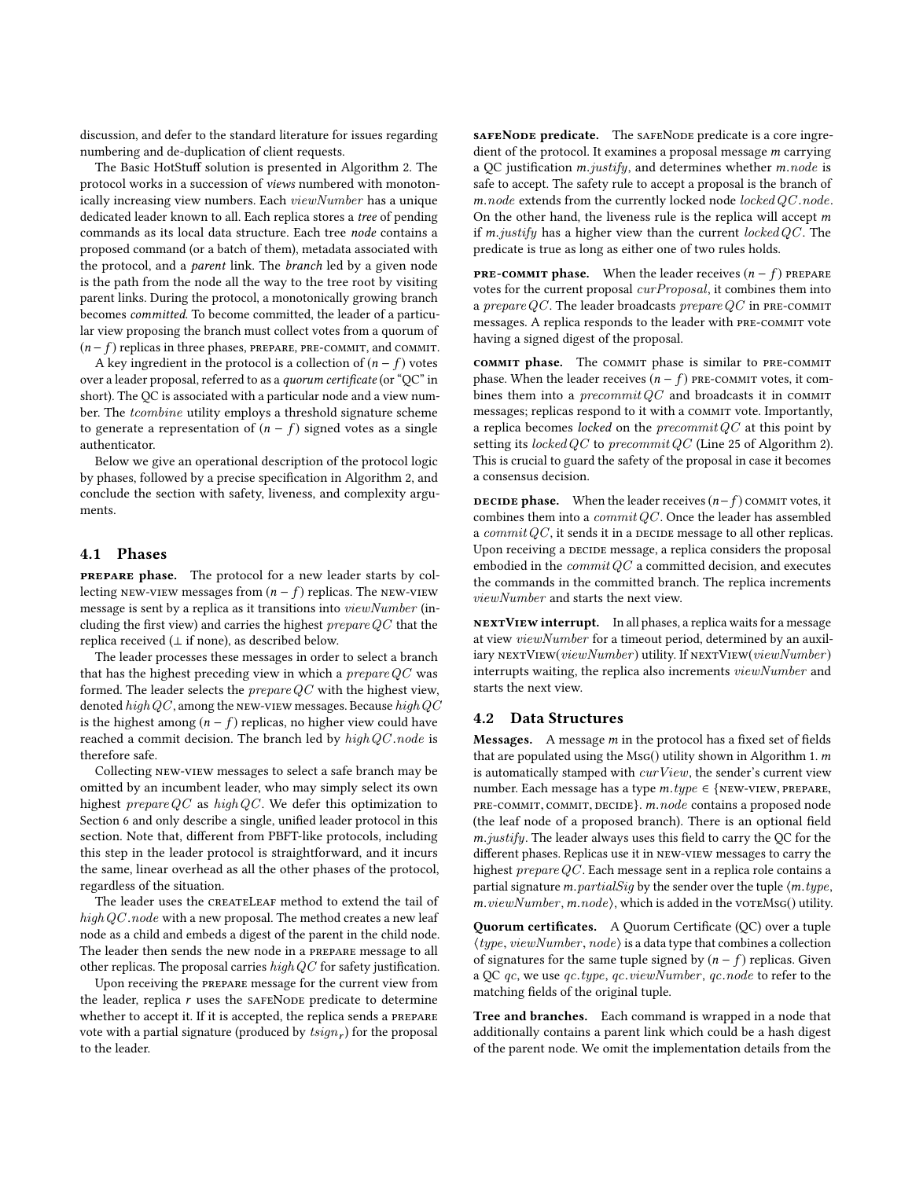discussion, and defer to the standard literature for issues regarding numbering and de-duplication of client requests.

The Basic HotStuff solution is presented in Algorithm 2. The protocol works in a succession of *views* numbered with monotonically increasing view numbers. Each $viewNumber$ has a unique dedicated leader known to all. Each replica stores a *tree* of pending commands as its local data structure. Each tree *node* contains a proposed command (or a batch of them), metadata associated with the protocol, and a *parent* link. The *branch* led by a given node is the path from the node all the way to the tree root by visiting parent links. During the protocol, a monotonically growing branch becomes *committed*. To become committed, the leader of a particular view proposing the branch must collect votes from a quorum of $(n - f)$ replicas in three phases, PREPARE, PRE-COMMIT, and COMMIT.

A key ingredient in the protocol is a collection of $(n - f)$ votes over a leader proposal, referred to as a *quorum certificate* (or "QC" in short). The QC is associated with a particular node and a view number. The $tcombine$ utility employs a threshold signature scheme to generate a representation of $(n - f)$ signed votes as a single authenticator.

Below we give an operational description of the protocol logic by phases, followed by a precise specification in Algorithm 2, and conclude the section with safety, liveness, and complexity arguments.

## 4.1 Phases

**PREPARE phase.** The protocol for a new leader starts by collecting NEW-VIEW messages from $(n - f)$ replicas. The NEW-VIEW message is sent by a replica as it transitions into $viewNumber$ (including the first view) and carries the highest $prepareQC$ that the replica received ($\perp$ if none), as described below.

The leader processes these messages in order to select a branch that has the highest preceding view in which a $prepareQC$ was formed. The leader selects the $prepareQC$ with the highest view, denoted $highQC$, among the NEW-VIEW messages. Because $highQC$ is the highest among $(n - f)$ replicas, no higher view could have reached a commit decision. The branch led by $highQC.node$ is therefore safe.

Collecting NEW-VIEW messages to select a safe branch may be omitted by an incumbent leader, who may simply select its own highest $prepareQC$ as $highQC$. We defer this optimization to Section 6 and only describe a single, unified leader protocol in this section. Note that, different from PBFT-like protocols, including this step in the leader protocol is straightforward, and it incurs the same, linear overhead as all the other phases of the protocol, regardless of the situation.

The leader uses the CREATELEAF method to extend the tail of $highQC.node$ with a new proposal. The method creates a new leaf node as a child and embeds a digest of the parent in the child node. The leader then sends the new node in a PREPARE message to all other replicas. The proposal carries $highQC$ for safety justification.

Upon receiving the PREPARE message for the current view from the leader, replica $r$ uses the SAFENODE predicate to determine whether to accept it. If it is accepted, the replica sends a PREPARE vote with a partial signature (produced by $tsign_r$) for the proposal to the leader.

**SAFENODE predicate.** The SAFENODE predicate is a core ingredient of the protocol. It examines a proposal message $m$ carrying a QC justification $m.justify$, and determines whether $m.node$ is safe to accept. The safety rule to accept a proposal is the branch of $m.node$ extends from the currently locked node $lockedQC.node$. On the other hand, the liveness rule is the replica will accept $m$ if $m.justify$ has a higher view than the current $lockedQC$. The predicate is true as long as either one of two rules holds.

**PRE-COMMIT phase.** When the leader receives $(n - f)$ PREPARE votes for the current proposal $curProposal$, it combines them into a $prepareQC$. The leader broadcasts $prepareQC$ in PRE-COMMIT messages. A replica responds to the leader with PRE-COMMIT vote having a signed digest of the proposal.

**COMMIT phase.** The COMMIT phase is similar to PRE-COMMIT phase. When the leader receives $(n - f)$ PRE-COMMIT votes, it combines them into a $precommitQC$ and broadcasts it in COMMIT messages; replicas respond to it with a COMMIT vote. Importantly, a replica becomes *locked* on the $precommitQC$ at this point by setting its $lockedQC$ to $precommitQC$ (Line 25 of Algorithm 2). This is crucial to guard the safety of the proposal in case it becomes a consensus decision.

**DECIDE phase.** When the leader receives $(n - f)$ COMMIT votes, it combines them into a $commitQC$. Once the leader has assembled a $commitQC$, it sends it in a DECIDE message to all other replicas. Upon receiving a DECIDE message, a replica considers the proposal embodied in the $commitQC$ a committed decision, and executes the commands in the committed branch. The replica increments $viewNumber$ and starts the next view.

**NEXTVIEW interrupt.** In all phases, a replica waits for a message at view $viewNumber$ for a timeout period, determined by an auxiliary NEXTVIEW($viewNumber$) utility. If NEXTVIEW($viewNumber$) interrupts waiting, the replica also increments $viewNumber$ and starts the next view.

## 4.2 Data Structures

**Messages.** A message $m$ in the protocol has a fixed set of fields that are populated using the MSG() utility shown in Algorithm 1. $m$ is automatically stamped with $curView$, the sender's current view number. Each message has a type $m.type \in$ {NEW-VIEW, PREPARE, PRE-COMMIT, COMMIT, DECIDE}. $m.node$ contains a proposed node (the leaf node of a proposed branch). There is an optional field $m.justify$. The leader always uses this field to carry the QC for the different phases. Replicas use it in NEW-VIEW messages to carry the highest $prepareQC$. Each message sent in a replica role contains a partial signature $m.partialSig$ by the sender over the tuple $\langle m.type, m.viewNumber, m.node\rangle$, which is added in the VOTEMSG() utility.

**Quorum certificates.** A Quorum Certificate (QC) over a tuple $\langle type, viewNumber, node\rangle$ is a data type that combines a collection of signatures for the same tuple signed by $(n - f)$ replicas. Given a QC $qc$, we use $qc.type$, $qc.viewNumber$, $qc.node$ to refer to the matching fields of the original tuple.

**Tree and branches.** Each command is wrapped in a node that additionally contains a parent link which could be a hash digest of the parent node. We omit the implementation details from the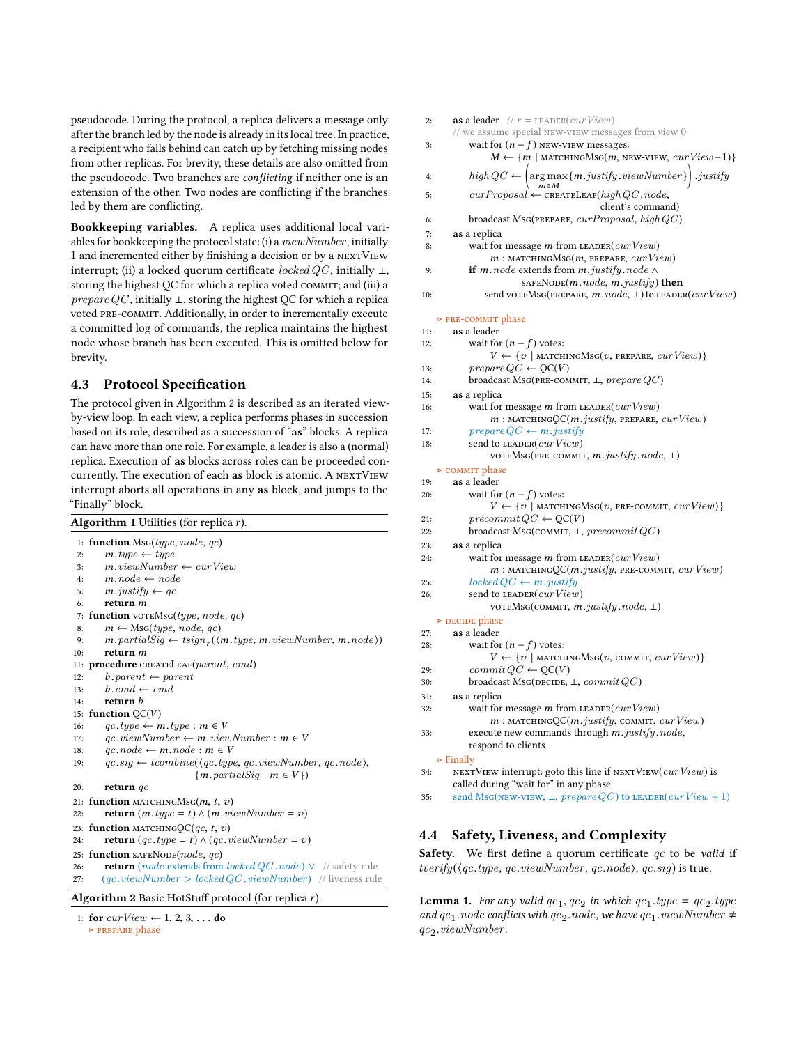pseudocode. During the protocol, a replica delivers a message only after the branch led by the node is already in its local tree. In practice, a recipient who falls behind can catch up by fetching missing nodes from other replicas. For brevity, these details are also omitted from the pseudocode. Two branches are *conflicting* if neither one is an extension of the other. Two nodes are conflicting if the branches led by them are conflicting.

**Bookkeeping variables.** A replica uses additional local variables for bookkeeping the protocol state: (i) a $viewNumber$, initially 1 and incremented either by finishing a decision or by a NEXTVIEW interrupt; (ii) a locked quorum certificate $lockedQC$, initially $\perp$, storing the highest QC for which a replica voted COMMIT; and (iii) a $prepareQC$, initially $\perp$, storing the highest QC for which a replica voted PRE-COMMIT. Additionally, in order to incrementally execute a committed log of commands, the replica maintains the highest node whose branch has been executed. This is omitted below for brevity.

## 4.3 Protocol Specification

The protocol given in Algorithm 2 is described as an iterated view-by-view loop. In each view, a replica performs phases in succession based on its role, described as a succession of "**as**" blocks. A replica can have more than one role. For example, a leader is also a (normal) replica. Execution of **as** blocks across roles can be proceeded concurrently. The execution of each **as** block is atomic. A NEXTVIEW interrupt aborts all operations in any **as** block, and jumps to the "Finally" block.

**Algorithm 1** Utilities (for replica $r$).

```
1:  function Msg(type, node, qc)
2:      m.type ← type
3:      m.viewNumber ← curView
4:      m.node ← node
5:      m.justify ← qc
6:      return m
7:  function voteMsg(type, node, qc)
8:      m ← Msg(type, node, qc)
9:      m.partialSig ← tsign_r(⟨m.type, m.viewNumber, m.node⟩)
10:     return m
11: procedure createLeaf(parent, cmd)
12:     b.parent ← parent
13:     b.cmd ← cmd
14:     return b
15: function QC(V)
16:     qc.type ← m.type : m ∈ V
17:     qc.viewNumber ← m.viewNumber : m ∈ V
18:     qc.node ← m.node : m ∈ V
19:     qc.sig ← tcombine(⟨qc.type, qc.viewNumber, qc.node⟩,
                          {m.partialSig | m ∈ V})
20:     return qc
21: function matchingMsg(m, t, v)
22:     return (m.type = t) ∧ (m.viewNumber = v)
23: function matchingQC(qc, t, v)
24:     return (qc.type = t) ∧ (qc.viewNumber = v)
25: function safeNode(node, qc)
26:     return (node extends from lockedQC.node) ∨   // safety rule
27:         (qc.viewNumber > lockedQC.viewNumber)    // liveness rule
```

**Algorithm 2** Basic HotStuff protocol (for replica $r$).

```
1:  for curView ← 1, 2, 3, . . . do
    ▷ prepare phase
2:      as a leader   // r = leader(curView)
        // we assume special new-view messages from view 0
3:          wait for (n − f) new-view messages:
                M ← {m | matchingMsg(m, new-view, curView−1)}
4:          highQC ← (arg max_{m∈M} {m.justify.viewNumber}).justify
5:          curProposal ← createLeaf(highQC.node,
                                      client's command)
6:          broadcast Msg(prepare, curProposal, highQC)
7:      as a replica
8:          wait for message m from leader(curView)
                m : matchingMsg(m, prepare, curView)
9:          if m.node extends from m.justify.node ∧
                    safeNode(m.node, m.justify) then
10:             send voteMsg(prepare, m.node, ⊥) to leader(curView)
    ▷ pre-commit phase
11:     as a leader
12:         wait for (n − f) votes:
                V ← {v | matchingMsg(v, prepare, curView)}
13:         prepareQC ← QC(V)
14:         broadcast Msg(pre-commit, ⊥, prepareQC)
15:     as a replica
16:         wait for message m from leader(curView)
                m : matchingQC(m.justify, prepare, curView)
17:         prepareQC ← m.justify
18:         send to leader(curView)
                voteMsg(pre-commit, m.justify.node, ⊥)
    ▷ commit phase
19:     as a leader
20:         wait for (n − f) votes:
                V ← {v | matchingMsg(v, pre-commit, curView)}
21:         precommitQC ← QC(V)
22:         broadcast Msg(commit, ⊥, precommitQC)
23:     as a replica
24:         wait for message m from leader(curView)
                m : matchingQC(m.justify, pre-commit, curView)
25:         lockedQC ← m.justify
26:         send to leader(curView)
                voteMsg(commit, m.justify.node, ⊥)
    ▷ decide phase
27:     as a leader
28:         wait for (n − f) votes:
                V ← {v | matchingMsg(v, commit, curView)}
29:         commitQC ← QC(V)
30:         broadcast Msg(decide, ⊥, commitQC)
31:     as a replica
32:         wait for message m from leader(curView)
                m : matchingQC(m.justify, commit, curView)
33:         execute new commands through m.justify.node,
            respond to clients
    ▷ Finally
34:     nextView interrupt: goto this line if nextView(curView) is
        called during "wait for" in any phase
35:     send Msg(new-view, ⊥, prepareQC) to leader(curView + 1)
```

## 4.4 Safety, Liveness, and Complexity

**Safety.** We first define a quorum certificate $qc$ to be *valid* if $tverify(\langle qc.type, qc.viewNumber, qc.node\rangle, qc.sig)$ is true.

**Lemma 1.** *For any valid* $qc_1, qc_2$ *in which* $qc_1.type = qc_2.type$ *and* $qc_1.node$ *conflicts with* $qc_2.node$*, we have* $qc_1.viewNumber \neq qc_2.viewNumber$.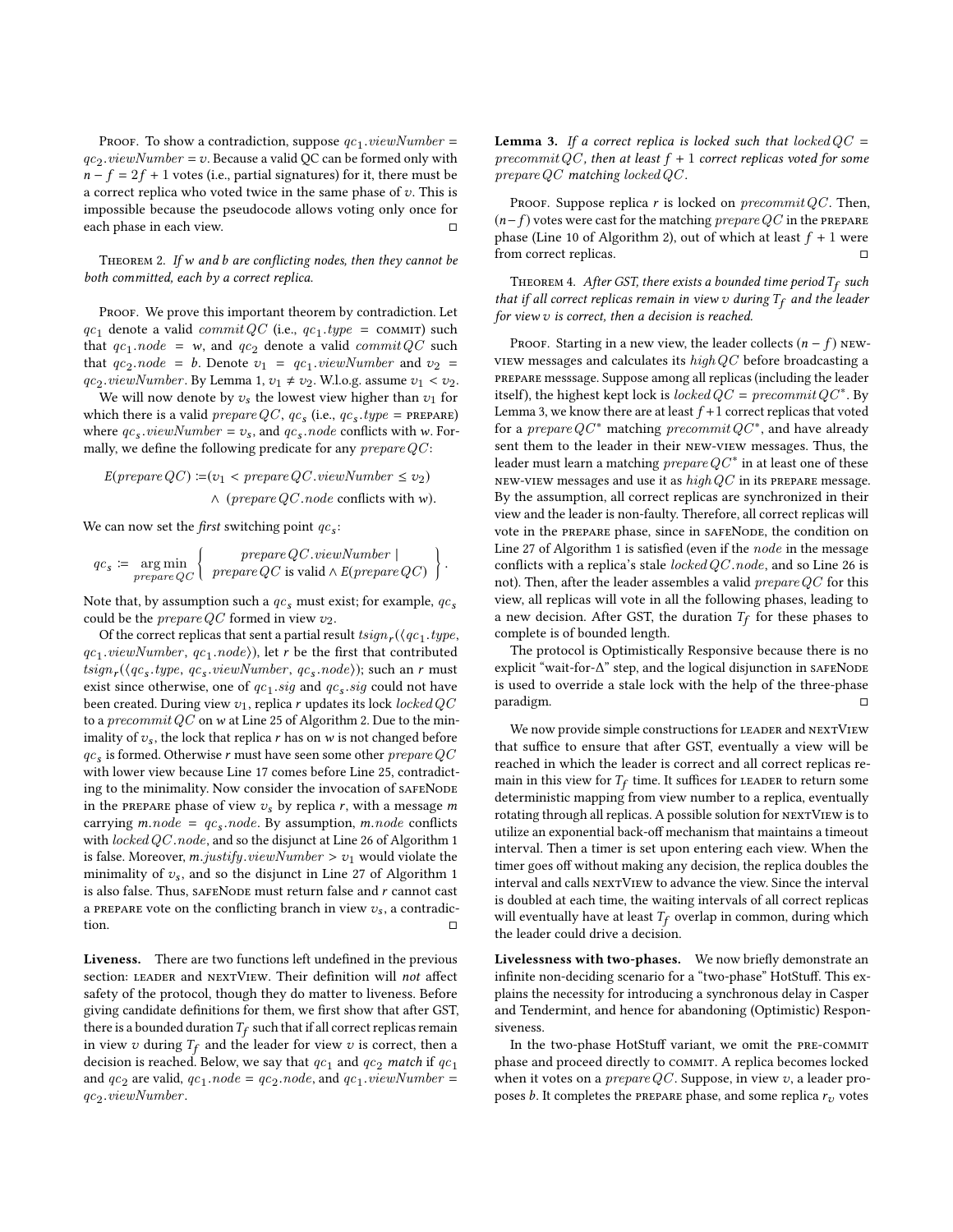Proof. To show a contradiction, suppose $qc_1.viewNumber = qc_2.viewNumber = v$. Because a valid QC can be formed only with $n - f = 2f + 1$ votes (i.e., partial signatures) for it, there must be a correct replica who voted twice in the same phase of $v$. This is impossible because the pseudocode allows voting only once for each phase in each view. □

Theorem 2. *If $w$ and $b$ are conflicting nodes, then they cannot be both committed, each by a correct replica.*

Proof. We prove this important theorem by contradiction. Let $qc_1$ denote a valid $commitQC$ (i.e., $qc_1.type$ = commit) such that $qc_1.node = w$, and $qc_2$ denote a valid $commitQC$ such that $qc_2.node = b$. Denote $v_1 = qc_1.viewNumber$ and $v_2 = qc_2.viewNumber$. By Lemma 1, $v_1 \neq v_2$. W.l.o.g. assume $v_1 < v_2$.

We will now denote by $v_s$ the lowest view higher than $v_1$ for which there is a valid $prepareQC$, $qc_s$ (i.e., $qc_s.type$ = prepare) where $qc_s.viewNumber = v_s$, and $qc_s.node$ conflicts with $w$. Formally, we define the following predicate for any $prepareQC$:

$$E(prepareQC) := (v_1 < prepareQC.viewNumber \leq v_2) \wedge (prepareQC.node \text{ conflicts with } w).$$

We can now set the *first* switching point $qc_s$:

$$qc_s := \underset{prepareQC}{\arg\min} \left\{ \begin{array}{c} prepareQC.viewNumber \mid \\ prepareQC \text{ is valid} \wedge E(prepareQC) \end{array} \right\}.$$

Note that, by assumption such a $qc_s$ must exist; for example, $qc_s$ could be the $prepareQC$ formed in view $v_2$.

Of the correct replicas that sent a partial result $tsign_r(\langle qc_1.type, qc_1.viewNumber, qc_1.node\rangle)$, let $r$ be the first that contributed $tsign_r(\langle qc_s.type, qc_s.viewNumber, qc_s.node\rangle)$; such an $r$ must exist since otherwise, one of $qc_1.sig$ and $qc_s.sig$ could not have been created. During view $v_1$, replica $r$ updates its lock $lockedQC$ to a $precommitQC$ on $w$ at Line 25 of Algorithm 2. Due to the minimality of $v_s$, the lock that replica $r$ has on $w$ is not changed before $qc_s$ is formed. Otherwise $r$ must have seen some other $prepareQC$ with lower view because Line 17 comes before Line 25, contradicting to the minimality. Now consider the invocation of safeNode in the prepare phase of view $v_s$ by replica $r$, with a message $m$ carrying $m.node = qc_s.node$. By assumption, $m.node$ conflicts with $lockedQC.node$, and so the disjunct at Line 26 of Algorithm 1 is false. Moreover, $m.justify.viewNumber > v_1$ would violate the minimality of $v_s$, and so the disjunct in Line 27 of Algorithm 1 is also false. Thus, safeNode must return false and $r$ cannot cast a prepare vote on the conflicting branch in view $v_s$, a contradiction. □

**Liveness.** There are two functions left undefined in the previous section: leader and nextView. Their definition will *not* affect safety of the protocol, though they do matter to liveness. Before giving candidate definitions for them, we first show that after GST, there is a bounded duration $T_f$ such that if all correct replicas remain in view $v$ during $T_f$ and the leader for view $v$ is correct, then a decision is reached. Below, we say that $qc_1$ and $qc_2$ *match* if $qc_1$ and $qc_2$ are valid, $qc_1.node = qc_2.node$, and $qc_1.viewNumber = qc_2.viewNumber$.

**Lemma 3.** *If a correct replica is locked such that $lockedQC = precommitQC$, then at least $f + 1$ correct replicas voted for some $prepareQC$ matching $lockedQC$.*

Proof. Suppose replica $r$ is locked on $precommitQC$. Then, $(n-f)$ votes were cast for the matching $prepareQC$ in the prepare phase (Line 10 of Algorithm 2), out of which at least $f + 1$ were from correct replicas. □

Theorem 4. *After GST, there exists a bounded time period $T_f$ such that if all correct replicas remain in view $v$ during $T_f$ and the leader for view $v$ is correct, then a decision is reached.*

Proof. Starting in a new view, the leader collects $(n - f)$ new-view messages and calculates its $highQC$ before broadcasting a prepare messsage. Suppose among all replicas (including the leader itself), the highest kept lock is $lockedQC = precommitQC^*$. By Lemma 3, we know there are at least $f+1$ correct replicas that voted for a $prepareQC^*$ matching $precommitQC^*$, and have already sent them to the leader in their new-view messages. Thus, the leader must learn a matching $prepareQC^*$ in at least one of these new-view messages and use it as $highQC$ in its prepare message. By the assumption, all correct replicas are synchronized in their view and the leader is non-faulty. Therefore, all correct replicas will vote in the prepare phase, since in safeNode, the condition on Line 27 of Algorithm 1 is satisfied (even if the $node$ in the message conflicts with a replica's stale $lockedQC.node$, and so Line 26 is not). Then, after the leader assembles a valid $prepareQC$ for this view, all replicas will vote in all the following phases, leading to a new decision. After GST, the duration $T_f$ for these phases to complete is of bounded length.

The protocol is Optimistically Responsive because there is no explicit "wait-for-Δ" step, and the logical disjunction in safeNode is used to override a stale lock with the help of the three-phase paradigm. □

We now provide simple constructions for leader and nextView that suffice to ensure that after GST, eventually a view will be reached in which the leader is correct and all correct replicas remain in this view for $T_f$ time. It suffices for leader to return some deterministic mapping from view number to a replica, eventually rotating through all replicas. A possible solution for nextView is to utilize an exponential back-off mechanism that maintains a timeout interval. Then a timer is set upon entering each view. When the timer goes off without making any decision, the replica doubles the interval and calls nextView to advance the view. Since the interval is doubled at each time, the waiting intervals of all correct replicas will eventually have at least $T_f$ overlap in common, during which the leader could drive a decision.

**Livelessness with two-phases.** We now briefly demonstrate an infinite non-deciding scenario for a "two-phase" HotStuff. This explains the necessity for introducing a synchronous delay in Casper and Tendermint, and hence for abandoning (Optimistic) Responsiveness.

In the two-phase HotStuff variant, we omit the pre-commit phase and proceed directly to commit. A replica becomes locked when it votes on a $prepareQC$. Suppose, in view $v$, a leader proposes $b$. It completes the prepare phase, and some replica $r_v$ votes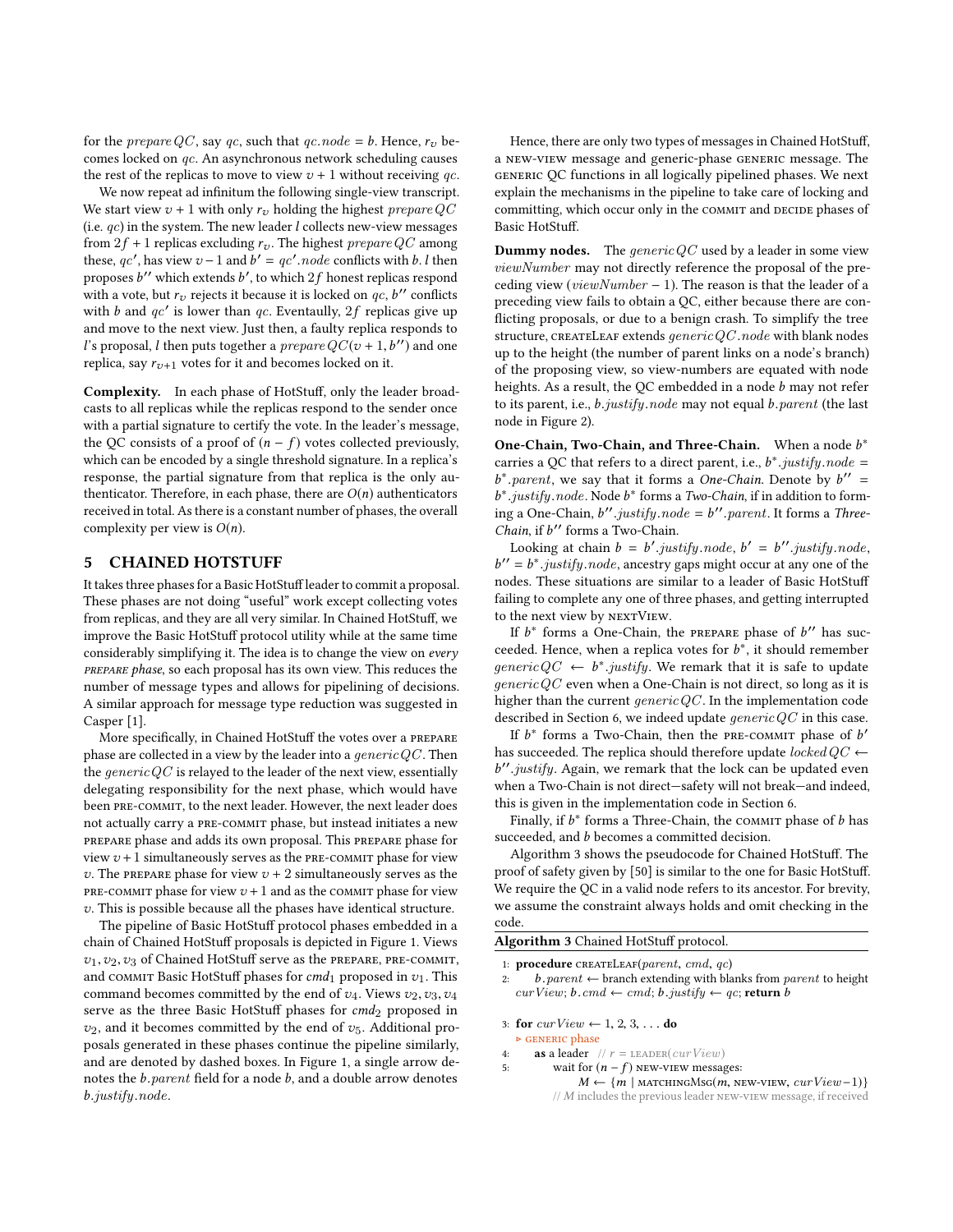for the $prepareQC$, say $qc$, such that $qc.node = b$. Hence, $r_v$ becomes locked on $qc$. An asynchronous network scheduling causes the rest of the replicas to move to view $v + 1$ without receiving $qc$.

We now repeat ad infinitum the following single-view transcript. We start view $v + 1$ with only $r_v$ holding the highest $prepareQC$ (i.e. $qc$) in the system. The new leader $l$ collects new-view messages from $2f + 1$ replicas excluding $r_v$. The highest $prepareQC$ among these, $qc'$, has view $v - 1$ and $b' = qc'.node$ conflicts with $b$. $l$ then proposes $b''$ which extends $b'$, to which $2f$ honest replicas respond with a vote, but $r_v$ rejects it because it is locked on $qc$, $b''$ conflicts with $b$ and $qc'$ is lower than $qc$. Eventaully, $2f$ replicas give up and move to the next view. Just then, a faulty replica responds to $l$'s proposal, $l$ then puts together a $prepareQC(v + 1, b'')$ and one replica, say $r_{v+1}$ votes for it and becomes locked on it.

**Complexity.** In each phase of HotStuff, only the leader broadcasts to all replicas while the replicas respond to the sender once with a partial signature to certify the vote. In the leader's message, the QC consists of a proof of $(n - f)$ votes collected previously, which can be encoded by a single threshold signature. In a replica's response, the partial signature from that replica is the only authenticator. Therefore, in each phase, there are $O(n)$ authenticators received in total. As there is a constant number of phases, the overall complexity per view is $O(n)$.

## 5 CHAINED HOTSTUFF

It takes three phases for a Basic HotStuff leader to commit a proposal. These phases are not doing "useful" work except collecting votes from replicas, and they are all very similar. In Chained HotStuff, we improve the Basic HotStuff protocol utility while at the same time considerably simplifying it. The idea is to change the view on *every* PREPARE *phase*, so each proposal has its own view. This reduces the number of message types and allows for pipelining of decisions. A similar approach for message type reduction was suggested in Casper [1].

More specifically, in Chained HotStuff the votes over a PREPARE phase are collected in a view by the leader into a $genericQC$. Then the $genericQC$ is relayed to the leader of the next view, essentially delegating responsibility for the next phase, which would have been PRE-COMMIT, to the next leader. However, the next leader does not actually carry a PRE-COMMIT phase, but instead initiates a new PREPARE phase and adds its own proposal. This PREPARE phase for view $v + 1$ simultaneously serves as the PRE-COMMIT phase for view $v$. The PREPARE phase for view $v + 2$ simultaneously serves as the PRE-COMMIT phase for view $v + 1$ and as the COMMIT phase for view $v$. This is possible because all the phases have identical structure.

The pipeline of Basic HotStuff protocol phases embedded in a chain of Chained HotStuff proposals is depicted in Figure 1. Views $v_1, v_2, v_3$ of Chained HotStuff serve as the PREPARE, PRE-COMMIT, and COMMIT Basic HotStuff phases for $cmd_1$ proposed in $v_1$. This command becomes committed by the end of $v_4$. Views $v_2, v_3, v_4$ serve as the three Basic HotStuff phases for $cmd_2$ proposed in $v_2$, and it becomes committed by the end of $v_5$. Additional proposals generated in these phases continue the pipeline similarly, and are denoted by dashed boxes. In Figure 1, a single arrow denotes the $b.parent$ field for a node $b$, and a double arrow denotes $b.justify.node$.

Hence, there are only two types of messages in Chained HotStuff, a NEW-VIEW message and generic-phase GENERIC message. The GENERIC QC functions in all logically pipelined phases. We next explain the mechanisms in the pipeline to take care of locking and committing, which occur only in the COMMIT and DECIDE phases of Basic HotStuff.

**Dummy nodes.** The $genericQC$ used by a leader in some view $viewNumber$ may not directly reference the proposal of the preceding view ($viewNumber - 1$). The reason is that the leader of a preceding view fails to obtain a QC, either because there are conflicting proposals, or due to a benign crash. To simplify the tree structure, CREATELEAF extends $genericQC.node$ with blank nodes up to the height (the number of parent links on a node's branch) of the proposing view, so view-numbers are equated with node heights. As a result, the QC embedded in a node $b$ may not refer to its parent, i.e., $b.justify.node$ may not equal $b.parent$ (the last node in Figure 2).

**One-Chain, Two-Chain, and Three-Chain.** When a node $b^*$ carries a QC that refers to a direct parent, i.e., $b^*.justify.node = b^*.parent$, we say that it forms a *One-Chain*. Denote by $b'' = b^*.justify.node$. Node $b^*$ forms a *Two-Chain*, if in addition to forming a One-Chain, $b''.justify.node = b''.parent$. It forms a *Three-Chain*, if $b''$ forms a Two-Chain.

Looking at chain $b = b'.justify.node$, $b' = b''.justify.node$, $b'' = b^*.justify.node$, ancestry gaps might occur at any one of the nodes. These situations are similar to a leader of Basic HotStuff failing to complete any one of three phases, and getting interrupted to the next view by NEXTVIEW.

If $b^*$ forms a One-Chain, the PREPARE phase of $b''$ has succeeded. Hence, when a replica votes for $b^*$, it should remember $genericQC \leftarrow b^*.justify$. We remark that it is safe to update $genericQC$ even when a One-Chain is not direct, so long as it is higher than the current $genericQC$. In the implementation code described in Section 6, we indeed update $genericQC$ in this case.

If $b^*$ forms a Two-Chain, then the PRE-COMMIT phase of $b'$ has succeeded. The replica should therefore update $lockedQC \leftarrow b''.justify$. Again, we remark that the lock can be updated even when a Two-Chain is not direct—safety will not break—and indeed, this is given in the implementation code in Section 6.

Finally, if $b^*$ forms a Three-Chain, the COMMIT phase of $b$ has succeeded, and $b$ becomes a committed decision.

Algorithm 3 shows the pseudocode for Chained HotStuff. The proof of safety given by [50] is similar to the one for Basic HotStuff. We require the QC in a valid node refers to its ancestor. For brevity, we assume the constraint always holds and omit checking in the code.

**Algorithm 3** Chained HotStuff protocol.

```
1: procedure CREATELEAF(parent, cmd, qc)
2:     b.parent ← branch extending with blanks from parent to height
       curView; b.cmd ← cmd; b.justify ← qc; return b

3: for curView ← 1, 2, 3, . . . do
       ▷ GENERIC phase
4:     as a leader  // r = LEADER(curView)
5:         wait for (n − f) NEW-VIEW messages:
               M ← {m | MATCHINGMSG(m, NEW-VIEW, curView−1)}
           // M includes the previous leader NEW-VIEW message, if received
```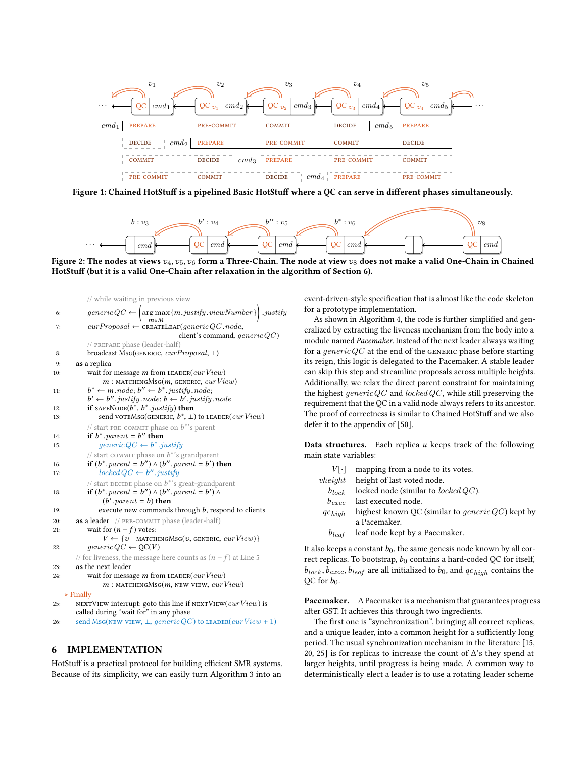Figure 1: Chained HotStuff is a pipelined Basic HotStuff where a QC can serve in different phases simultaneously.

Figure 2: The nodes at views $v_4, v_5, v_6$ form a Three-Chain. The node at view $v_8$ does not make a valid One-Chain in Chained HotStuff (but it is a valid One-Chain after relaxation in the algorithm of Section 6).

```
      // while waiting in previous view
6:        genericQC ← (arg max_{m∈M} {m.justify.viewNumber}).justify
7:        curProposal ← createLeaf(genericQC.node,
                               client's command, genericQC)
      // prepare phase (leader-half)
8:        broadcast Msg(generic, curProposal, ⊥)
9:    as a replica
10:       wait for message m from leader(curView)
              m : matchingMsg(m, generic, curView)
11:       b* ← m.node; b'' ← b*.justify.node;
          b' ← b''.justify.node; b ← b'.justify.node
12:       if safeNode(b*, b*.justify) then
13:           send voteMsg(generic, b*, ⊥) to leader(curView)
      // start pre-commit phase on b*'s parent
14:       if b*.parent = b'' then
15:           genericQC ← b*.justify
      // start commit phase on b*'s grandparent
16:       if (b*.parent = b'') ∧ (b''.parent = b') then
17:           lockedQC ← b''.justify
      // start decide phase on b*'s great-grandparent
18:       if (b*.parent = b'') ∧ (b''.parent = b') ∧
              (b'.parent = b) then
19:           execute new commands through b, respond to clients
20:   as a leader  // pre-commit phase (leader-half)
21:       wait for (n − f) votes:
              V ← {v | matchingMsg(v, generic, curView)}
22:       genericQC ← QC(V)
      // for liveness, the message here counts as (n − f) at Line 5
23:   as the next leader
24:       wait for message m from leader(curView)
              m : matchingMsg(m, new-view, curView)
  ▷ Finally
25:   nextView interrupt: goto this line if nextView(curView) is
      called during "wait for" in any phase
26:   send Msg(new-view, ⊥, genericQC) to leader(curView + 1)
```

## 6 IMPLEMENTATION

HotStuff is a practical protocol for building efficient SMR systems. Because of its simplicity, we can easily turn Algorithm 3 into an event-driven-style specification that is almost like the code skeleton for a prototype implementation.

As shown in Algorithm 4, the code is further simplified and generalized by extracting the liveness mechanism from the body into a module named *Pacemaker*. Instead of the next leader always waiting for a *genericQC* at the end of the generic phase before starting its reign, this logic is delegated to the Pacemaker. A stable leader can skip this step and streamline proposals across multiple heights. Additionally, we relax the direct parent constraint for maintaining the highest *genericQC* and *lockedQC*, while still preserving the requirement that the QC in a valid node always refers to its ancestor. The proof of correctness is similar to Chained HotStuff and we also defer it to the appendix of [50].

**Data structures.** Each replica $u$ keeps track of the following main state variables:

| | |
|---|---|
| $V[\cdot]$ | mapping from a node to its votes. |
| $vheight$ | height of last voted node. |
| $b_{lock}$ | locked node (similar to *lockedQC*). |
| $b_{exec}$ | last executed node. |
| $qc_{high}$ | highest known QC (similar to *genericQC*) kept by a Pacemaker. |
| $b_{leaf}$ | leaf node kept by a Pacemaker. |

It also keeps a constant $b_0$, the same genesis node known by all correct replicas. To bootstrap, $b_0$ contains a hard-coded QC for itself, $b_{lock}, b_{exec}, b_{leaf}$ are all initialized to $b_0$, and $qc_{high}$ contains the QC for $b_0$.

**Pacemaker.** A Pacemaker is a mechanism that guarantees progress after GST. It achieves this through two ingredients.

The first one is "synchronization", bringing all correct replicas, and a unique leader, into a common height for a sufficiently long period. The usual synchronization mechanism in the literature [15, 20, 25] is for replicas to increase the count of $\Delta$'s they spend at larger heights, until progress is being made. A common way to deterministically elect a leader is to use a rotating leader scheme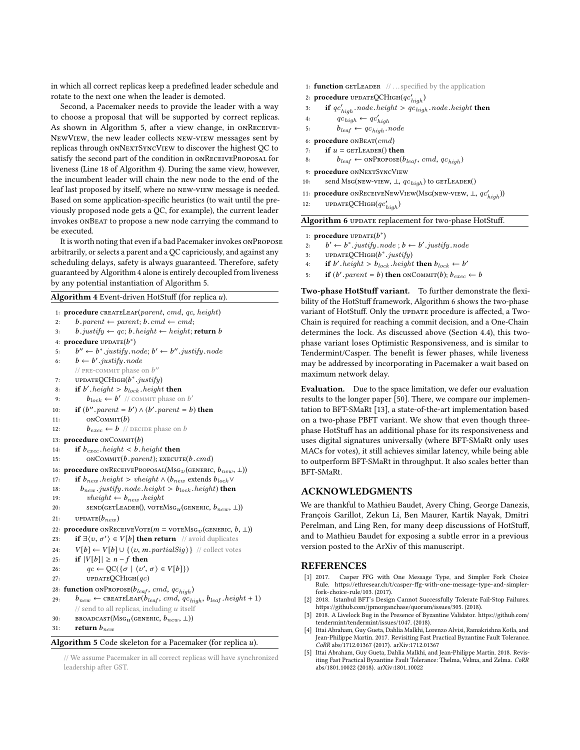in which all correct replicas keep a predefined leader schedule and rotate to the next one when the leader is demoted.

Second, a Pacemaker needs to provide the leader with a way to choose a proposal that will be supported by correct replicas. As shown in Algorithm 5, after a view change, in onReceiveNewView, the new leader collects new-view messages sent by replicas through onNextSyncView to discover the highest QC to satisfy the second part of the condition in onReceiveProposal for liveness (Line 18 of Algorithm 4). During the same view, however, the incumbent leader will chain the new node to the end of the leaf last proposed by itself, where no new-view message is needed. Based on some application-specific heuristics (to wait until the previously proposed node gets a QC, for example), the current leader invokes onBeat to propose a new node carrying the command to be executed.

It is worth noting that even if a bad Pacemaker invokes onPropose arbitrarily, or selects a parent and a QC capriciously, and against any scheduling delays, safety is always guaranteed. Therefore, safety guaranteed by Algorithm 4 alone is entirely decoupled from liveness by any potential instantiation of Algorithm 5.

**Algorithm 4** Event-driven HotStuff (for replica $u$).

```
1:  procedure createLeaf(parent, cmd, qc, height)
2:      b.parent ← parent; b.cmd ← cmd;
3:      b.justify ← qc; b.height ← height; return b
4:  procedure update(b*)
5:      b'' ← b*.justify.node; b' ← b''.justify.node
6:      b ← b'.justify.node
        // pre-commit phase on b''
7:      updateQCHigh(b*.justify)
8:      if b'.height > b_lock.height then
9:          b_lock ← b'   // commit phase on b'
10:     if (b''.parent = b') ∧ (b'.parent = b) then
11:         onCommit(b)
12:         b_exec ← b   // decide phase on b
13: procedure onCommit(b)
14:     if b_exec.height < b.height then
15:         onCommit(b.parent); execute(b.cmd)
16: procedure onReceiveProposal(Msg_v(generic, b_new, ⊥))
17:     if b_new.height > vheight ∧ (b_new extends b_lock ∨
18:        b_new.justify.node.height > b_lock.height) then
19:         vheight ← b_new.height
20:         send(getLeader(), voteMsg_u(generic, b_new, ⊥))
21:     update(b_new)
22: procedure onReceiveVote(m = voteMsg_v(generic, b, ⊥))
23:     if ∃⟨v, σ'⟩ ∈ V[b] then return   // avoid duplicates
24:     V[b] ← V[b] ∪ {⟨v, m.partialSig⟩}   // collect votes
25:     if |V[b]| ≥ n − f then
26:         qc ← QC({σ | ⟨v', σ⟩ ∈ V[b]})
27:         updateQCHigh(qc)
28: function onPropose(b_leaf, cmd, qc_high)
29:     b_new ← createLeaf(b_leaf, cmd, qc_high, b_leaf.height + 1)
        // send to all replicas, including u itself
30:     broadcast(Msg_u(generic, b_new, ⊥))
31:     return b_new
```

**Algorithm 5** Code skeleton for a Pacemaker (for replica $u$).

```
// We assume Pacemaker in all correct replicas will have synchronized
leadership after GST.
1:  function getLeader   // ...specified by the application
2:  procedure updateQCHigh(qc'_high)
3:      if qc'_high.node.height > qc_high.node.height then
4:          qc_high ← qc'_high
5:          b_leaf ← qc_high.node
6:  procedure onBeat(cmd)
7:      if u = getLeader() then
8:          b_leaf ← onPropose(b_leaf, cmd, qc_high)
9:  procedure onNextSyncView
10:     send Msg(new-view, ⊥, qc_high) to getLeader()
11: procedure onReceiveNewView(Msg(new-view, ⊥, qc'_high))
12:     updateQCHigh(qc'_high)
```

**Algorithm 6** update replacement for two-phase HotStuff.

```
1:  procedure update(b*)
2:      b' ← b*.justify.node ; b ← b'.justify.node
3:      updateQCHigh(b*.justify)
4:      if b'.height > b_lock.height then b_lock ← b'
5:      if (b'.parent = b) then onCommit(b); b_exec ← b
```

**Two-phase HotStuff variant.** To further demonstrate the flexibility of the HotStuff framework, Algorithm 6 shows the two-phase variant of HotStuff. Only the update procedure is affected, a Two-Chain is required for reaching a commit decision, and a One-Chain determines the lock. As discussed above (Section 4.4), this two-phase variant loses Optimistic Responsiveness, and is similar to Tendermint/Casper. The benefit is fewer phases, while liveness may be addressed by incorporating in Pacemaker a wait based on maximum network delay.

**Evaluation.** Due to the space limitation, we defer our evaluation results to the longer paper [50]. There, we compare our implementation to BFT-SMaRt [13], a state-of-the-art implementation based on a two-phase PBFT variant. We show that even though three-phase HotStuff has an additional phase for its responsiveness and uses digital signatures universally (where BFT-SMaRt only uses MACs for votes), it still achieves similar latency, while being able to outperform BFT-SMaRt in throughput. It also scales better than BFT-SMaRt.

## ACKNOWLEDGMENTS

We are thankful to Mathieu Baudet, Avery Ching, George Danezis, François Garillot, Zekun Li, Ben Maurer, Kartik Nayak, Dmitri Perelman, and Ling Ren, for many deep discussions of HotStuff, and to Mathieu Baudet for exposing a subtle error in a previous version posted to the ArXiv of this manuscript.

## REFERENCES

[1] 2017. Casper FFG with One Message Type, and Simpler Fork Choice Rule. https://ethresear.ch/t/casper-ffg-with-one-message-type-and-simpler-fork-choice-rule/103. (2017).

[2] 2018. Istanbul BFT's Design Cannot Successfully Tolerate Fail-Stop Failures. https://github.com/jpmorganchase/quorum/issues/305. (2018).

[3] 2018. A Livelock Bug in the Presence of Byzantine Validator. https://github.com/tendermint/tendermint/issues/1047. (2018).

[4] Ittai Abraham, Guy Gueta, Dahlia Malkhi, Lorenzo Alvisi, Ramakrishna Kotla, and Jean-Philippe Martin. 2017. Revisiting Fast Practical Byzantine Fault Tolerance. *CoRR* abs/1712.01367 (2017). arXiv:1712.01367

[5] Ittai Abraham, Guy Gueta, Dahlia Malkhi, and Jean-Philippe Martin. 2018. Revisiting Fast Practical Byzantine Fault Tolerance: Thelma, Velma, and Zelma. *CoRR* abs/1801.10022 (2018). arXiv:1801.10022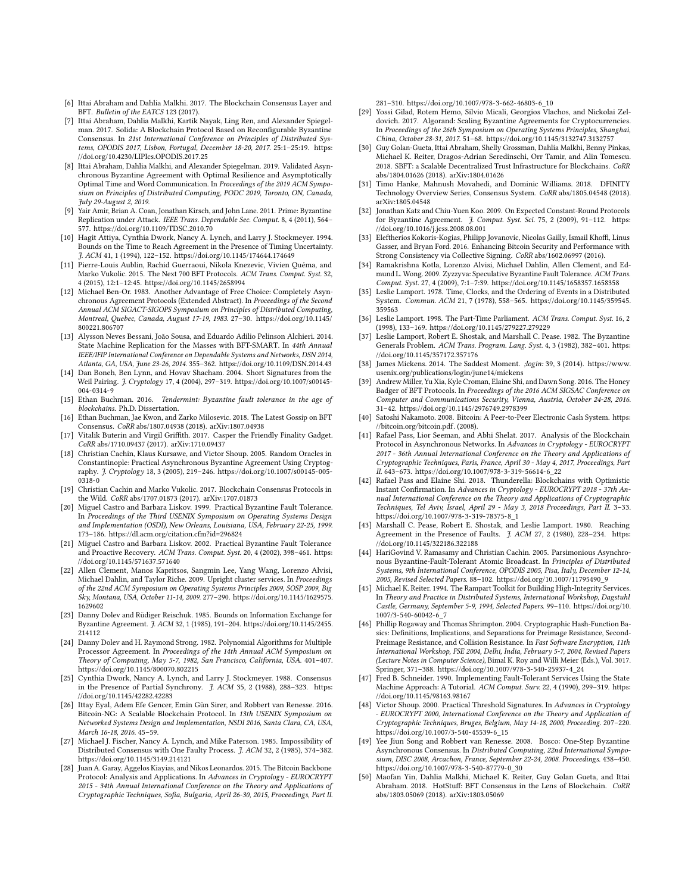[6] Ittai Abraham and Dahlia Malkhi. 2017. The Blockchain Consensus Layer and BFT. *Bulletin of the EATCS* 123 (2017).

[7] Ittai Abraham, Dahlia Malkhi, Kartik Nayak, Ling Ren, and Alexander Spiegelman. 2017. Solida: A Blockchain Protocol Based on Reconfigurable Byzantine Consensus. In *21st International Conference on Principles of Distributed Systems, OPODIS 2017, Lisbon, Portugal, December 18-20, 2017.* 25:1–25:19. https://doi.org/10.4230/LIPIcs.OPODIS.2017.25

[8] Ittai Abraham, Dahlia Malkhi, and Alexander Spiegelman. 2019. Validated Asynchronous Byzantine Agreement with Optimal Resilience and Asymptotically Optimal Time and Word Communication. In *Proceedings of the 2019 ACM Symposium on Principles of Distributed Computing, PODC 2019, Toronto, ON, Canada, July 29-August 2, 2019.*

[9] Yair Amir, Brian A. Coan, Jonathan Kirsch, and John Lane. 2011. Prime: Byzantine Replication under Attack. *IEEE Trans. Dependable Sec. Comput.* 8, 4 (2011), 564–577. https://doi.org/10.1109/TDSC.2010.70

[10] Hagit Attiya, Cynthia Dwork, Nancy A. Lynch, and Larry J. Stockmeyer. 1994. Bounds on the Time to Reach Agreement in the Presence of Timing Uncertainty. *J. ACM* 41, 1 (1994), 122–152. https://doi.org/10.1145/174644.174649

[11] Pierre-Louis Aublin, Rachid Guerraoui, Nikola Knezevic, Vivien Quéma, and Marko Vukolic. 2015. The Next 700 BFT Protocols. *ACM Trans. Comput. Syst.* 32, 4 (2015), 12:1–12:45. https://doi.org/10.1145/2658994

[12] Michael Ben-Or. 1983. Another Advantage of Free Choice: Completely Asynchronous Agreement Protocols (Extended Abstract). In *Proceedings of the Second Annual ACM SIGACT-SIGOPS Symposium on Principles of Distributed Computing, Montreal, Quebec, Canada, August 17-19, 1983.* 27–30. https://doi.org/10.1145/800221.806707

[13] Alysson Neves Bessani, João Sousa, and Eduardo Adílio Pelinson Alchieri. 2014. State Machine Replication for the Masses with BFT-SMART. In *44th Annual IEEE/IFIP International Conference on Dependable Systems and Networks, DSN 2014, Atlanta, GA, USA, June 23-26, 2014.* 355–362. https://doi.org/10.1109/DSN.2014.43

[14] Dan Boneh, Ben Lynn, and Hovav Shacham. 2004. Short Signatures from the Weil Pairing. *J. Cryptology* 17, 4 (2004), 297–319. https://doi.org/10.1007/s00145-004-0314-9

[15] Ethan Buchman. 2016. *Tendermint: Byzantine fault tolerance in the age of blockchains.* Ph.D. Dissertation.

[16] Ethan Buchman, Jae Kwon, and Zarko Milosevic. 2018. The Latest Gossip on BFT Consensus. *CoRR* abs/1807.04938 (2018). arXiv:1807.04938

[17] Vitalik Buterin and Virgil Griffith. 2017. Casper the Friendly Finality Gadget. *CoRR* abs/1710.09437 (2017). arXiv:1710.09437

[18] Christian Cachin, Klaus Kursawe, and Victor Shoup. 2005. Random Oracles in Constantinople: Practical Asynchronous Byzantine Agreement Using Cryptography. *J. Cryptology* 18, 3 (2005), 219–246. https://doi.org/10.1007/s00145-005-0318-0

[19] Christian Cachin and Marko Vukolic. 2017. Blockchain Consensus Protocols in the Wild. *CoRR* abs/1707.01873 (2017). arXiv:1707.01873

[20] Miguel Castro and Barbara Liskov. 1999. Practical Byzantine Fault Tolerance. In *Proceedings of the Third USENIX Symposium on Operating Systems Design and Implementation (OSDI), New Orleans, Louisiana, USA, February 22-25, 1999.* 173–186. https://dl.acm.org/citation.cfm?id=296824

[21] Miguel Castro and Barbara Liskov. 2002. Practical Byzantine Fault Tolerance and Proactive Recovery. *ACM Trans. Comput. Syst.* 20, 4 (2002), 398–461. https://doi.org/10.1145/571637.571640

[22] Allen Clement, Manos Kapritsos, Sangmin Lee, Yang Wang, Lorenzo Alvisi, Michael Dahlin, and Taylor Riche. 2009. Upright cluster services. In *Proceedings of the 22nd ACM Symposium on Operating Systems Principles 2009, SOSP 2009, Big Sky, Montana, USA, October 11-14, 2009.* 277–290. https://doi.org/10.1145/1629575.1629602

[23] Danny Dolev and Rüdiger Reischuk. 1985. Bounds on Information Exchange for Byzantine Agreement. *J. ACM* 32, 1 (1985), 191–204. https://doi.org/10.1145/2455.214112

[24] Danny Dolev and H. Raymond Strong. 1982. Polynomial Algorithms for Multiple Processor Agreement. In *Proceedings of the 14th Annual ACM Symposium on Theory of Computing, May 5-7, 1982, San Francisco, California, USA.* 401–407. https://doi.org/10.1145/800070.802215

[25] Cynthia Dwork, Nancy A. Lynch, and Larry J. Stockmeyer. 1988. Consensus in the Presence of Partial Synchrony. *J. ACM* 35, 2 (1988), 288–323. https://doi.org/10.1145/42282.42283

[26] Ittay Eyal, Adem Efe Gencer, Emin Gün Sirer, and Robbert van Renesse. 2016. Bitcoin-NG: A Scalable Blockchain Protocol. In *13th USENIX Symposium on Networked Systems Design and Implementation, NSDI 2016, Santa Clara, CA, USA, March 16-18, 2016.* 45–59.

[27] Michael J. Fischer, Nancy A. Lynch, and Mike Paterson. 1985. Impossibility of Distributed Consensus with One Faulty Process. *J. ACM* 32, 2 (1985), 374–382. https://doi.org/10.1145/3149.214121

[28] Juan A. Garay, Aggelos Kiayias, and Nikos Leonardos. 2015. The Bitcoin Backbone Protocol: Analysis and Applications. In *Advances in Cryptology - EUROCRYPT 2015 - 34th Annual International Conference on the Theory and Applications of Cryptographic Techniques, Sofia, Bulgaria, April 26-30, 2015, Proceedings, Part II.* 281–310. https://doi.org/10.1007/978-3-662-46803-6_10

[29] Yossi Gilad, Rotem Hemo, Silvio Micali, Georgios Vlachos, and Nickolai Zeldovich. 2017. Algorand: Scaling Byzantine Agreements for Cryptocurrencies. In *Proceedings of the 26th Symposium on Operating Systems Principles, Shanghai, China, October 28-31, 2017.* 51–68. https://doi.org/10.1145/3132747.3132757

[30] Guy Golan-Gueta, Ittai Abraham, Shelly Grossman, Dahlia Malkhi, Benny Pinkas, Michael K. Reiter, Dragos-Adrian Seredinschi, Orr Tamir, and Alin Tomescu. 2018. SBFT: a Scalable Decentralized Trust Infrastructure for Blockchains. *CoRR* abs/1804.01626 (2018). arXiv:1804.01626

[31] Timo Hanke, Mahnush Movahedi, and Dominic Williams. 2018. DFINITY Technology Overview Series, Consensus System. *CoRR* abs/1805.04548 (2018). arXiv:1805.04548

[32] Jonathan Katz and Chiu-Yuen Koo. 2009. On Expected Constant-Round Protocols for Byzantine Agreement. *J. Comput. Syst. Sci.* 75, 2 (2009), 91–112. https://doi.org/10.1016/j.jcss.2008.08.001

[33] Eleftherios Kokoris-Kogias, Philipp Jovanovic, Nicolas Gailly, Ismail Khoffi, Linus Gasser, and Bryan Ford. 2016. Enhancing Bitcoin Security and Performance with Strong Consistency via Collective Signing. *CoRR* abs/1602.06997 (2016).

[34] Ramakrishna Kotla, Lorenzo Alvisi, Michael Dahlin, Allen Clement, and Edmund L. Wong. 2009. Zyzzyva: Speculative Byzantine Fault Tolerance. *ACM Trans. Comput. Syst.* 27, 4 (2009), 7:1–7:39. https://doi.org/10.1145/1658357.1658358

[35] Leslie Lamport. 1978. Time, Clocks, and the Ordering of Events in a Distributed System. *Commun. ACM* 21, 7 (1978), 558–565. https://doi.org/10.1145/359545.359563

[36] Leslie Lamport. 1998. The Part-Time Parliament. *ACM Trans. Comput. Syst.* 16, 2 (1998), 133–169. https://doi.org/10.1145/279227.279229

[37] Leslie Lamport, Robert E. Shostak, and Marshall C. Pease. 1982. The Byzantine Generals Problem. *ACM Trans. Program. Lang. Syst.* 4, 3 (1982), 382–401. https://doi.org/10.1145/357172.357176

[38] James Mickens. 2014. The Saddest Moment. *;login:* 39, 3 (2014). https://www.usenix.org/publications/login/june14/mickens

[39] Andrew Miller, Yu Xia, Kyle Croman, Elaine Shi, and Dawn Song. 2016. The Honey Badger of BFT Protocols. In *Proceedings of the 2016 ACM SIGSAC Conference on Computer and Communications Security, Vienna, Austria, October 24-28, 2016.* 31–42. https://doi.org/10.1145/2976749.2978399

[40] Satoshi Nakamoto. 2008. Bitcoin: A Peer-to-Peer Electronic Cash System. https://bitcoin.org/bitcoin.pdf. (2008).

[41] Rafael Pass, Lior Seeman, and Abhi Shelat. 2017. Analysis of the Blockchain Protocol in Asynchronous Networks. In *Advances in Cryptology - EUROCRYPT 2017 - 36th Annual International Conference on the Theory and Applications of Cryptographic Techniques, Paris, France, April 30 - May 4, 2017, Proceedings, Part II.* 643–673. https://doi.org/10.1007/978-3-319-56614-6_22

[42] Rafael Pass and Elaine Shi. 2018. Thunderella: Blockchains with Optimistic Instant Confirmation. In *Advances in Cryptology - EUROCRYPT 2018 - 37th Annual International Conference on the Theory and Applications of Cryptographic Techniques, Tel Aviv, Israel, April 29 - May 3, 2018 Proceedings, Part II.* 3–33. https://doi.org/10.1007/978-3-319-78375-8_1

[43] Marshall C. Pease, Robert E. Shostak, and Leslie Lamport. 1980. Reaching Agreement in the Presence of Faults. *J. ACM* 27, 2 (1980), 228–234. https://doi.org/10.1145/322186.322188

[44] HariGovind V. Ramasamy and Christian Cachin. 2005. Parsimonious Asynchronous Byzantine-Fault-Tolerant Atomic Broadcast. In *Principles of Distributed Systems, 9th International Conference, OPODIS 2005, Pisa, Italy, December 12-14, 2005, Revised Selected Papers.* 88–102. https://doi.org/10.1007/11795490_9

[45] Michael K. Reiter. 1994. The Rampart Toolkit for Building High-Integrity Services. In *Theory and Practice in Distributed Systems, International Workshop, Dagstuhl Castle, Germany, September 5-9, 1994, Selected Papers.* 99–110. https://doi.org/10.1007/3-540-60042-6_7

[46] Phillip Rogaway and Thomas Shrimpton. 2004. Cryptographic Hash-Function Basics: Definitions, Implications, and Separations for Preimage Resistance, Second-Preimage Resistance, and Collision Resistance. In *Fast Software Encryption, 11th International Workshop, FSE 2004, Delhi, India, February 5-7, 2004, Revised Papers (Lecture Notes in Computer Science)*, Bimal K. Roy and Willi Meier (Eds.), Vol. 3017. Springer, 371–388. https://doi.org/10.1007/978-3-540-25937-4_24

[47] Fred B. Schneider. 1990. Implementing Fault-Tolerant Services Using the State Machine Approach: A Tutorial. *ACM Comput. Surv.* 22, 4 (1990), 299–319. https://doi.org/10.1145/98163.98167

[48] Victor Shoup. 2000. Practical Threshold Signatures. In *Advances in Cryptology - EUROCRYPT 2000, International Conference on the Theory and Application of Cryptographic Techniques, Bruges, Belgium, May 14-18, 2000, Proceeding.* 207–220. https://doi.org/10.1007/3-540-45539-6_15

[49] Yee Jiun Song and Robbert van Renesse. 2008. Bosco: One-Step Byzantine Asynchronous Consensus. In *Distributed Computing, 22nd International Symposium, DISC 2008, Arcachon, France, September 22-24, 2008. Proceedings.* 438–450. https://doi.org/10.1007/978-3-540-87779-0_30

[50] Maofan Yin, Dahlia Malkhi, Michael K. Reiter, Guy Golan Gueta, and Ittai Abraham. 2018. HotStuff: BFT Consensus in the Lens of Blockchain. *CoRR* abs/1803.05069 (2018). arXiv:1803.05069